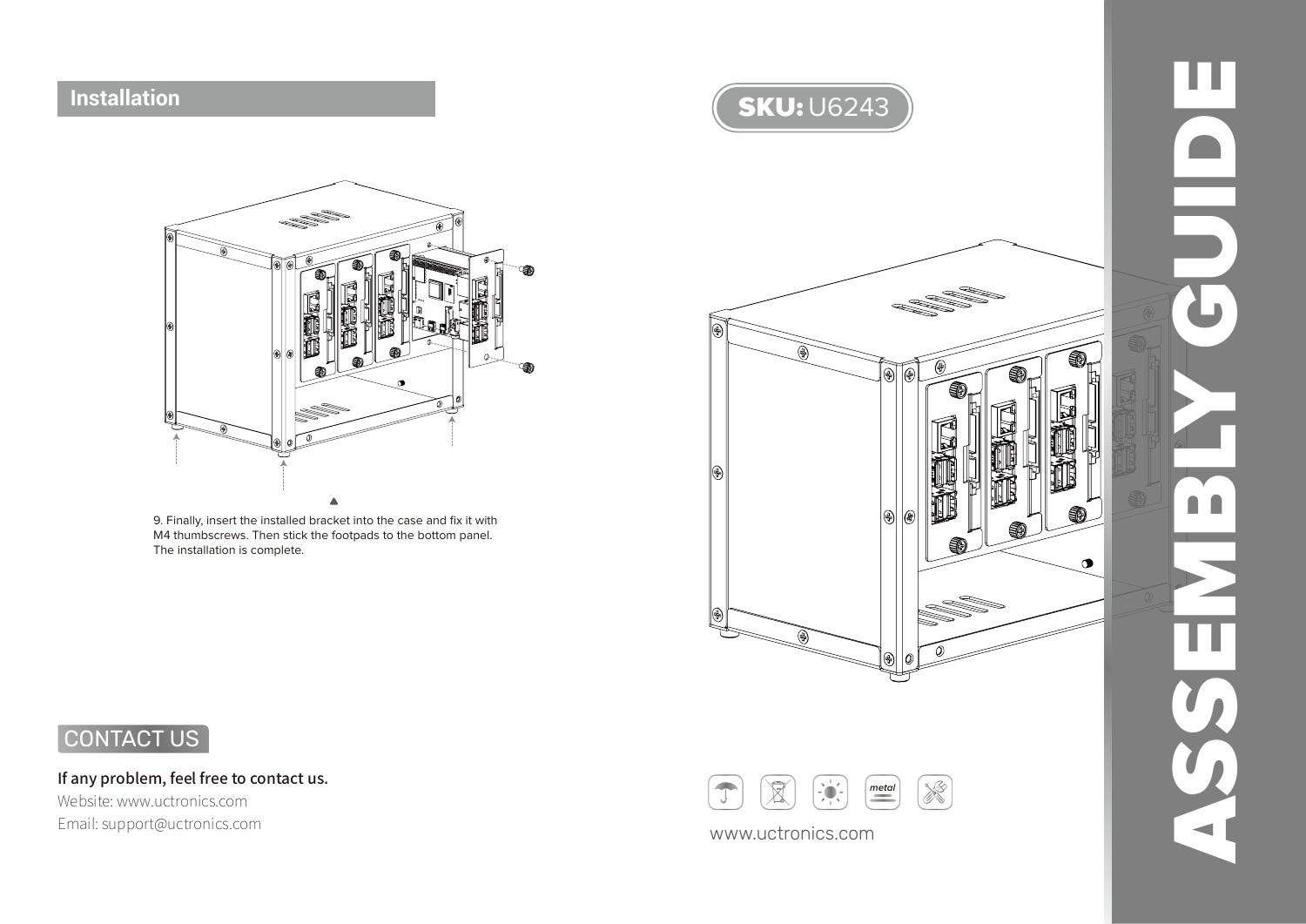## Installation

9. Finally, insert the installed bracket into the case and fix it with M4 thumbscrews. Then stick the footpads to the bottom panel. The installation is complete.

## CONTACT US

**If any problem, feel free to contact us.**

Website: www.uctronics.com

Email: support@uctronics.com

**SKU:** U6243

# ASSEMBLY GUIDE

www.uctronics.com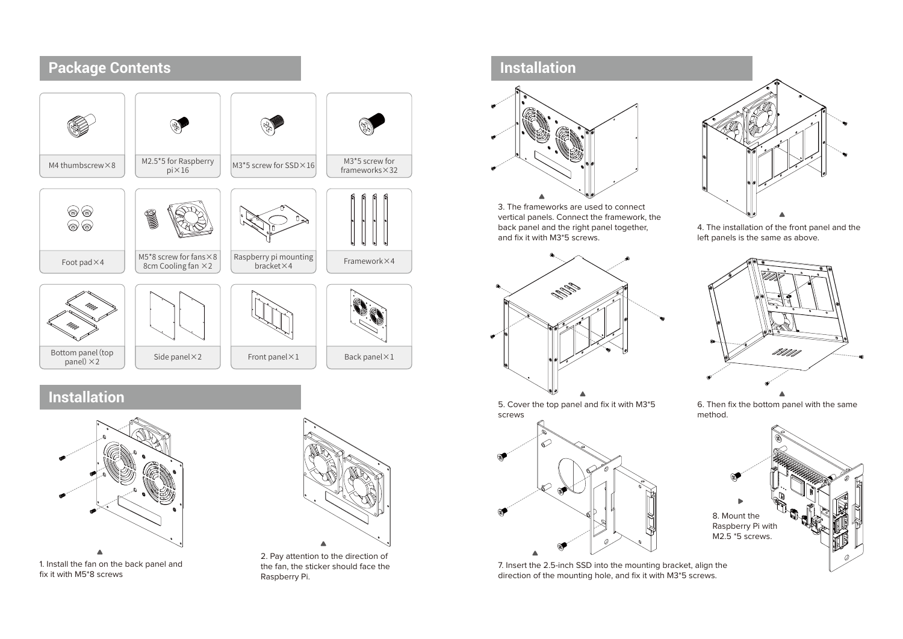## Package Contents

| | | | |
|---|---|---|---|
| M4 thumbscrew×8 | M2.5*5 for Raspberry pi×16 | M3*5 screw for SSD×16 | M3*5 screw for frameworks×32 |
| Foot pad×4 | M5*8 screw for fans×8 8cm Cooling fan ×2 | Raspberry pi mounting bracket×4 | Framework×4 |
| Bottom panel (top panel) ×2 | Side panel×2 | Front panel×1 | Back panel×1 |

## Installation

1. Install the fan on the back panel and fix it with M5*8 screws

2. Pay attention to the direction of the fan, the sticker should face the Raspberry Pi.

## Installation

3. The frameworks are used to connect vertical panels. Connect the framework, the back panel and the right panel together, and fix it with M3*5 screws.

4. The installation of the front panel and the left panels is the same as above.

5. Cover the top panel and fix it with M3*5 screws

6. Then fix the bottom panel with the same method.

7. Insert the 2.5-inch SSD into the mounting bracket, align the direction of the mounting hole, and fix it with M3*5 screws.

8. Mount the Raspberry Pi with M2.5 *5 screws.